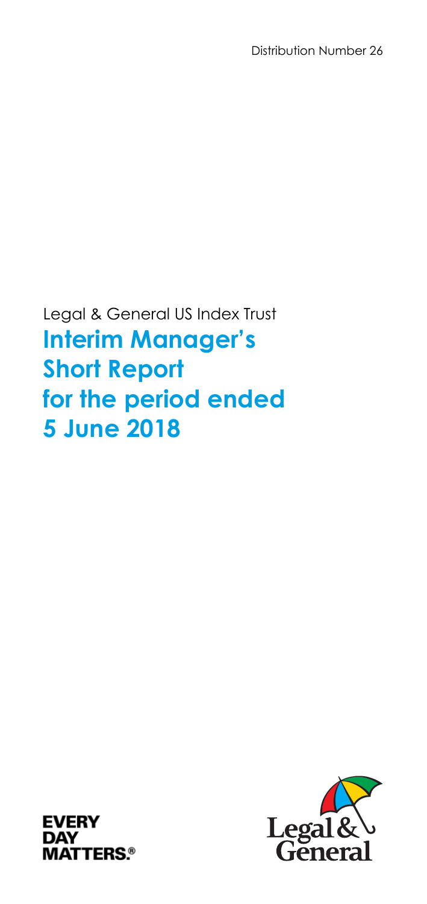Distribution Number 26

Legal & General US Index Trust

# Interim Manager's Short Report for the period ended 5 June 2018

EVERY DAY MATTERS.®

Legal & General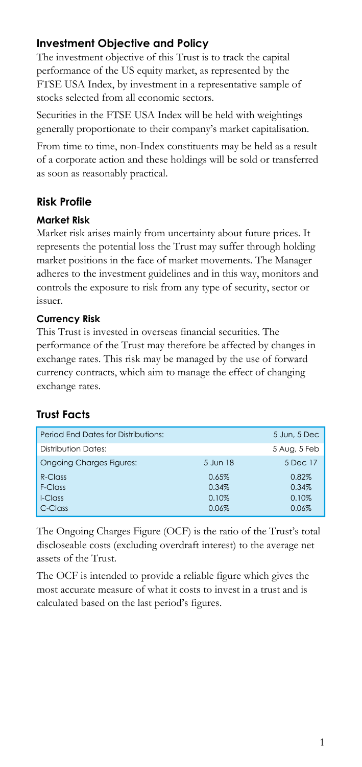## Investment Objective and Policy

The investment objective of this Trust is to track the capital performance of the US equity market, as represented by the FTSE USA Index, by investment in a representative sample of stocks selected from all economic sectors.

Securities in the FTSE USA Index will be held with weightings generally proportionate to their company's market capitalisation.

From time to time, non-Index constituents may be held as a result of a corporate action and these holdings will be sold or transferred as soon as reasonably practical.

## Risk Profile

### Market Risk

Market risk arises mainly from uncertainty about future prices. It represents the potential loss the Trust may suffer through holding market positions in the face of market movements. The Manager adheres to the investment guidelines and in this way, monitors and controls the exposure to risk from any type of security, sector or issuer.

### Currency Risk

This Trust is invested in overseas financial securities. The performance of the Trust may therefore be affected by changes in exchange rates. This risk may be managed by the use of forward currency contracts, which aim to manage the effect of changing exchange rates.

## Trust Facts

| Period End Dates for Distributions: | | 5 Jun, 5 Dec |
|---|---|---|
| Distribution Dates: | | 5 Aug, 5 Feb |
| Ongoing Charges Figures: | 5 Jun 18 | 5 Dec 17 |
| R-Class | 0.65% | 0.82% |
| F-Class | 0.34% | 0.34% |
| I-Class | 0.10% | 0.10% |
| C-Class | 0.06% | 0.06% |

The Ongoing Charges Figure (OCF) is the ratio of the Trust's total discloseable costs (excluding overdraft interest) to the average net assets of the Trust.

The OCF is intended to provide a reliable figure which gives the most accurate measure of what it costs to invest in a trust and is calculated based on the last period's figures.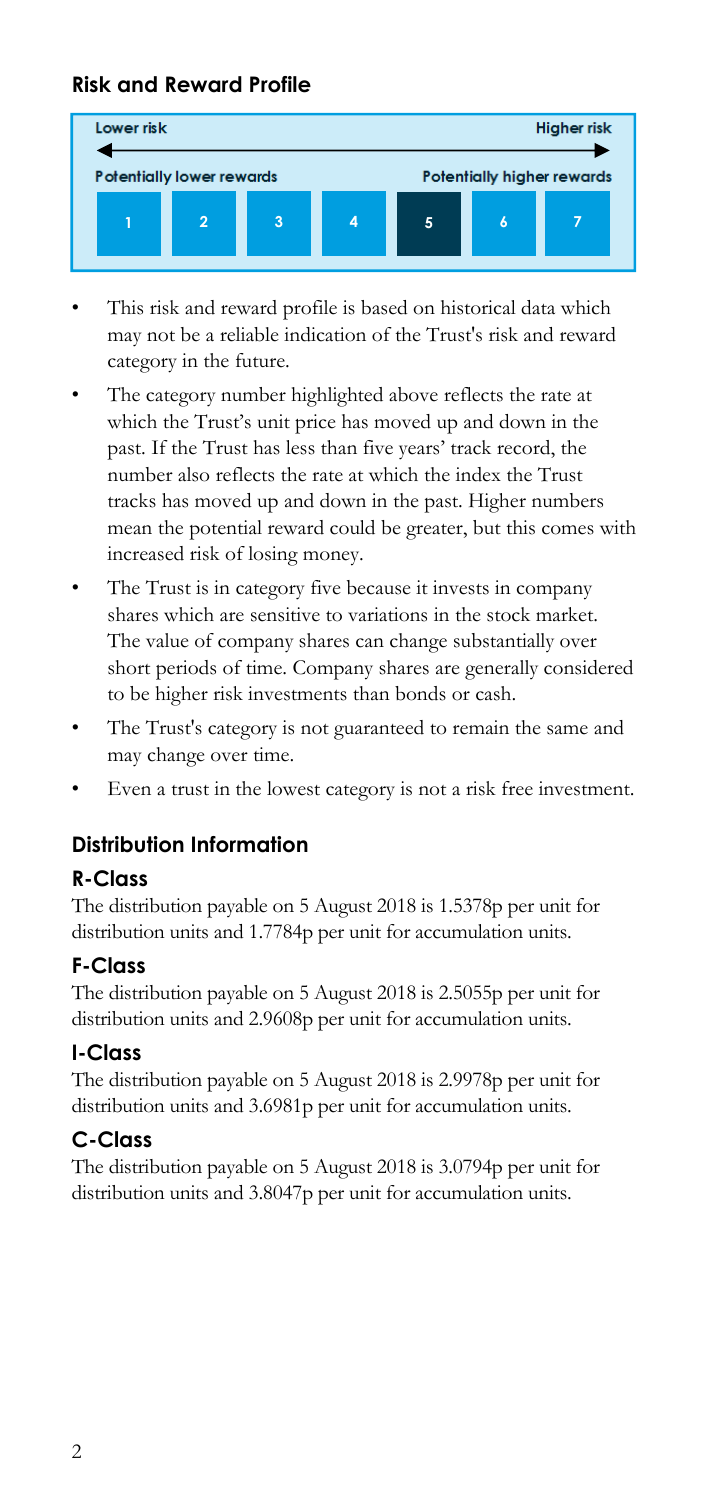## Risk and Reward Profile

| Lower risk | | | | | | Higher risk |
|---|---|---|---|---|---|---|
| Potentially lower rewards | | | | | | Potentially higher rewards |
| 1 | 2 | 3 | 4 | **5** | 6 | 7 |

- This risk and reward profile is based on historical data which may not be a reliable indication of the Trust's risk and reward category in the future.
- The category number highlighted above reflects the rate at which the Trust's unit price has moved up and down in the past. If the Trust has less than five years' track record, the number also reflects the rate at which the index the Trust tracks has moved up and down in the past. Higher numbers mean the potential reward could be greater, but this comes with increased risk of losing money.
- The Trust is in category five because it invests in company shares which are sensitive to variations in the stock market. The value of company shares can change substantially over short periods of time. Company shares are generally considered to be higher risk investments than bonds or cash.
- The Trust's category is not guaranteed to remain the same and may change over time.
- Even a trust in the lowest category is not a risk free investment.

## Distribution Information

### R-Class

The distribution payable on 5 August 2018 is 1.5378p per unit for distribution units and 1.7784p per unit for accumulation units.

### F-Class

The distribution payable on 5 August 2018 is 2.5055p per unit for distribution units and 2.9608p per unit for accumulation units.

### I-Class

The distribution payable on 5 August 2018 is 2.9978p per unit for distribution units and 3.6981p per unit for accumulation units.

### C-Class

The distribution payable on 5 August 2018 is 3.0794p per unit for distribution units and 3.8047p per unit for accumulation units.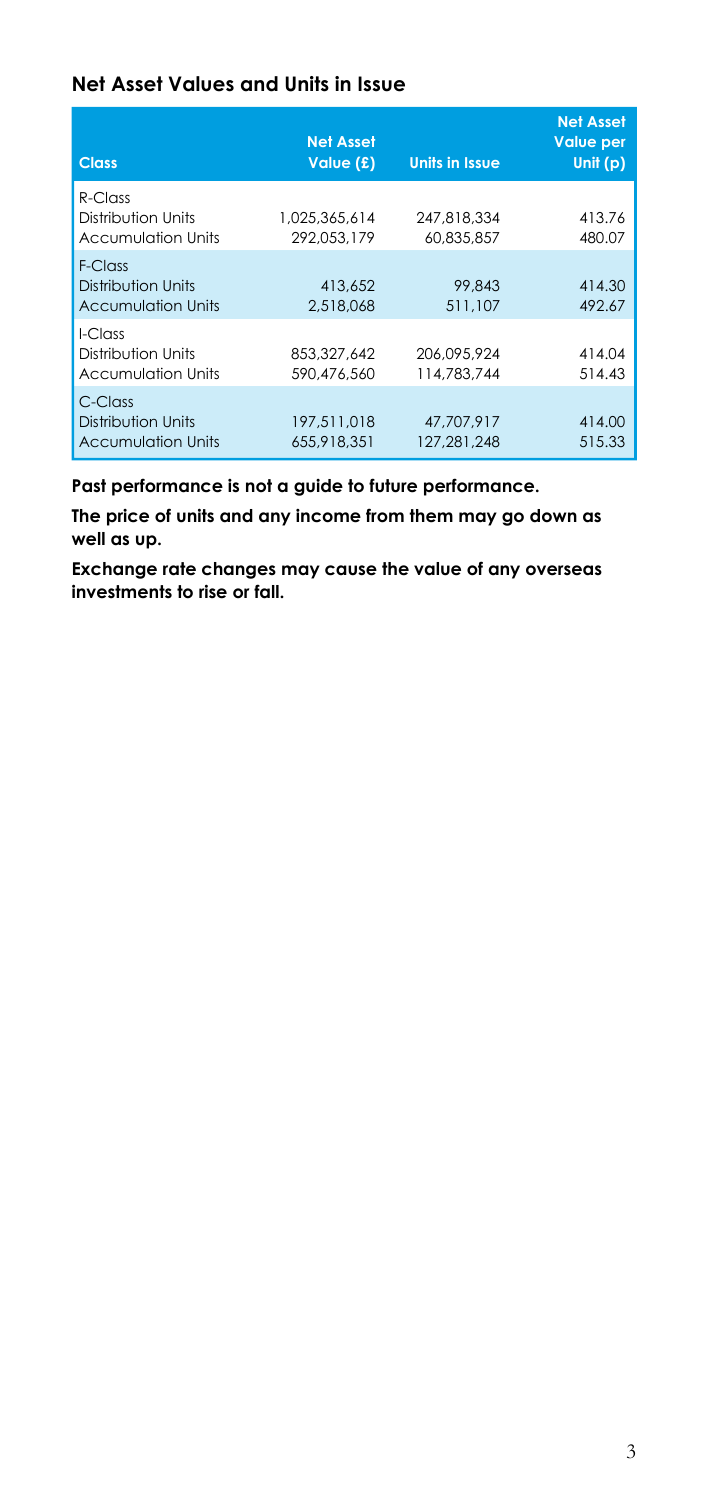## Net Asset Values and Units in Issue

| Class | Net Asset Value (£) | Units in Issue | Net Asset Value per Unit (p) |
|---|---|---|---|
| R-Class | | | |
| Distribution Units | 1,025,365,614 | 247,818,334 | 413.76 |
| Accumulation Units | 292,053,179 | 60,835,857 | 480.07 |
| F-Class | | | |
| Distribution Units | 413,652 | 99,843 | 414.30 |
| Accumulation Units | 2,518,068 | 511,107 | 492.67 |
| I-Class | | | |
| Distribution Units | 853,327,642 | 206,095,924 | 414.04 |
| Accumulation Units | 590,476,560 | 114,783,744 | 514.43 |
| C-Class | | | |
| Distribution Units | 197,511,018 | 47,707,917 | 414.00 |
| Accumulation Units | 655,918,351 | 127,281,248 | 515.33 |

**Past performance is not a guide to future performance.**

**The price of units and any income from them may go down as well as up.**

**Exchange rate changes may cause the value of any overseas investments to rise or fall.**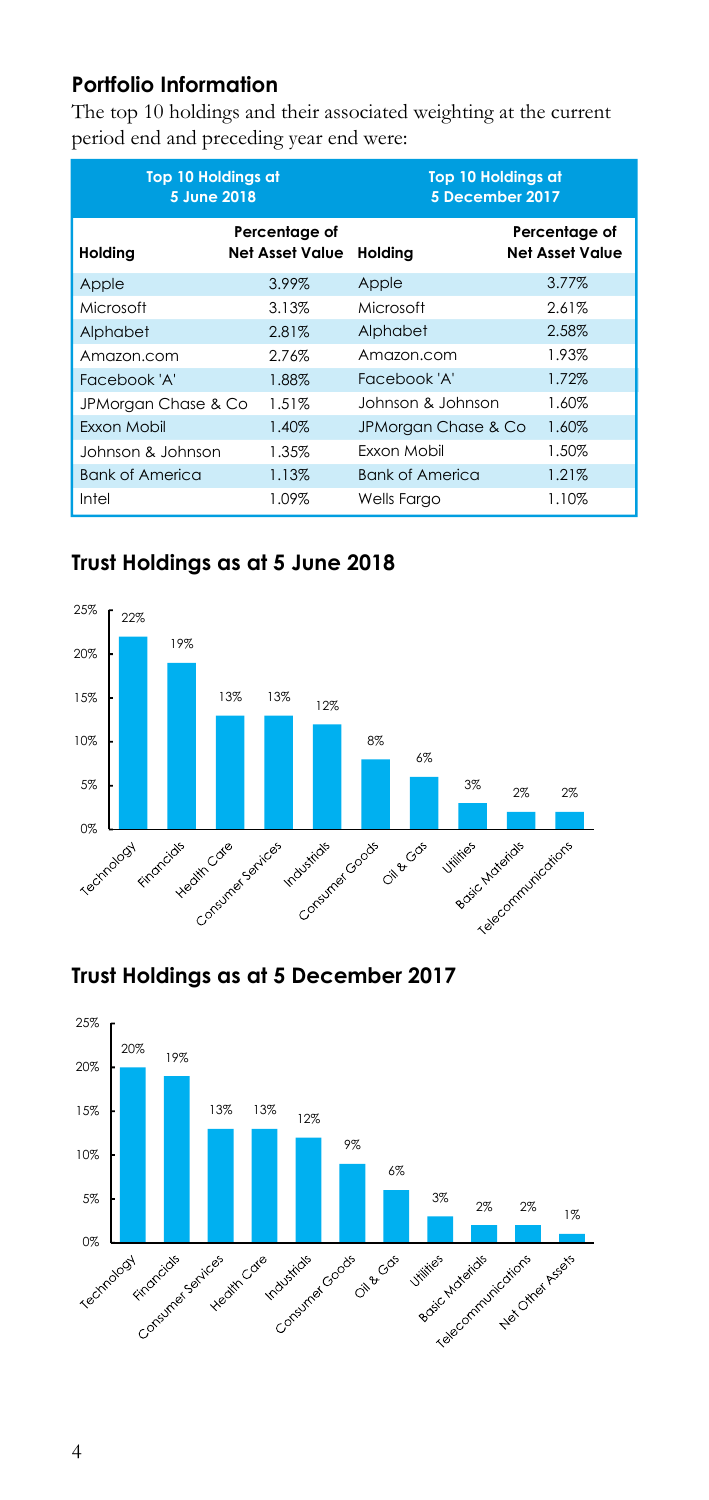## Portfolio Information

The top 10 holdings and their associated weighting at the current period end and preceding year end were:

| Top 10 Holdings at 5 June 2018 | | Top 10 Holdings at 5 December 2017 | |
|---|---|---|---|
| Holding | Percentage of Net Asset Value | Holding | Percentage of Net Asset Value |
| Apple | 3.99% | Apple | 3.77% |
| Microsoft | 3.13% | Microsoft | 2.61% |
| Alphabet | 2.81% | Alphabet | 2.58% |
| Amazon.com | 2.76% | Amazon.com | 1.93% |
| Facebook 'A' | 1.88% | Facebook 'A' | 1.72% |
| JPMorgan Chase & Co | 1.51% | Johnson & Johnson | 1.60% |
| Exxon Mobil | 1.40% | JPMorgan Chase & Co | 1.60% |
| Johnson & Johnson | 1.35% | Exxon Mobil | 1.50% |
| Bank of America | 1.13% | Bank of America | 1.21% |
| Intel | 1.09% | Wells Fargo | 1.10% |

## Trust Holdings as at 5 June 2018

| Sector | Percentage |
|---|---|
| Technology | 22% |
| Financials | 19% |
| Health Care | 13% |
| Consumer Services | 13% |
| Industrials | 12% |
| Consumer Goods | 8% |
| Oil & Gas | 6% |
| Utilities | 3% |
| Basic Materials | 2% |
| Telecommunications | 2% |

## Trust Holdings as at 5 December 2017

| Sector | Percentage |
|---|---|
| Technology | 20% |
| Financials | 19% |
| Consumer Services | 13% |
| Health Care | 13% |
| Industrials | 12% |
| Consumer Goods | 9% |
| Oil & Gas | 6% |
| Utilities | 3% |
| Basic Materials | 2% |
| Telecommunications | 2% |
| Net Other Assets | 1% |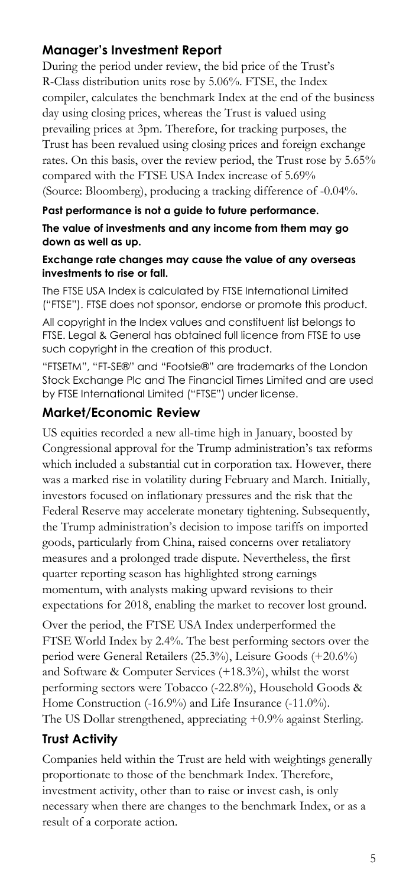## Manager's Investment Report

During the period under review, the bid price of the Trust's R-Class distribution units rose by 5.06%. FTSE, the Index compiler, calculates the benchmark Index at the end of the business day using closing prices, whereas the Trust is valued using prevailing prices at 3pm. Therefore, for tracking purposes, the Trust has been revalued using closing prices and foreign exchange rates. On this basis, over the review period, the Trust rose by 5.65% compared with the FTSE USA Index increase of 5.69% (Source: Bloomberg), producing a tracking difference of -0.04%.

**Past performance is not a guide to future performance.**

**The value of investments and any income from them may go down as well as up.**

**Exchange rate changes may cause the value of any overseas investments to rise or fall.**

The FTSE USA Index is calculated by FTSE International Limited ("FTSE"). FTSE does not sponsor, endorse or promote this product.

All copyright in the Index values and constituent list belongs to FTSE. Legal & General has obtained full licence from FTSE to use such copyright in the creation of this product.

"FTSETM", "FT-SE®" and "Footsie®" are trademarks of the London Stock Exchange Plc and The Financial Times Limited and are used by FTSE International Limited ("FTSE") under license.

## Market/Economic Review

US equities recorded a new all-time high in January, boosted by Congressional approval for the Trump administration's tax reforms which included a substantial cut in corporation tax. However, there was a marked rise in volatility during February and March. Initially, investors focused on inflationary pressures and the risk that the Federal Reserve may accelerate monetary tightening. Subsequently, the Trump administration's decision to impose tariffs on imported goods, particularly from China, raised concerns over retaliatory measures and a prolonged trade dispute. Nevertheless, the first quarter reporting season has highlighted strong earnings momentum, with analysts making upward revisions to their expectations for 2018, enabling the market to recover lost ground.

Over the period, the FTSE USA Index underperformed the FTSE World Index by 2.4%. The best performing sectors over the period were General Retailers (25.3%), Leisure Goods (+20.6%) and Software & Computer Services (+18.3%), whilst the worst performing sectors were Tobacco (-22.8%), Household Goods & Home Construction (-16.9%) and Life Insurance (-11.0%). The US Dollar strengthened, appreciating +0.9% against Sterling.

## Trust Activity

Companies held within the Trust are held with weightings generally proportionate to those of the benchmark Index. Therefore, investment activity, other than to raise or invest cash, is only necessary when there are changes to the benchmark Index, or as a result of a corporate action.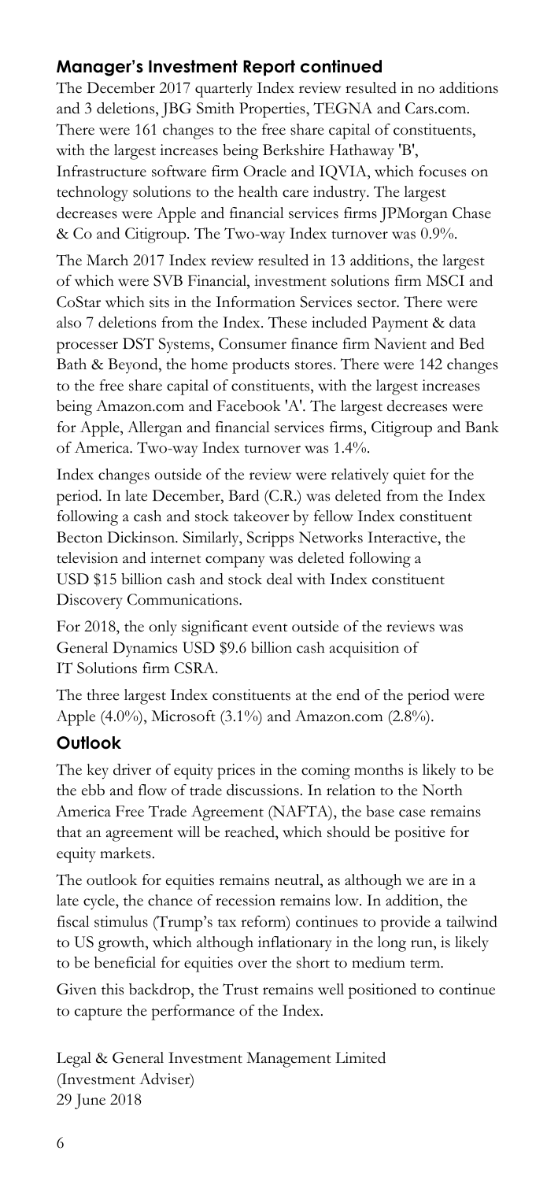## Manager's Investment Report continued

The December 2017 quarterly Index review resulted in no additions and 3 deletions, JBG Smith Properties, TEGNA and Cars.com. There were 161 changes to the free share capital of constituents, with the largest increases being Berkshire Hathaway 'B', Infrastructure software firm Oracle and IQVIA, which focuses on technology solutions to the health care industry. The largest decreases were Apple and financial services firms JPMorgan Chase & Co and Citigroup. The Two-way Index turnover was 0.9%.

The March 2017 Index review resulted in 13 additions, the largest of which were SVB Financial, investment solutions firm MSCI and CoStar which sits in the Information Services sector. There were also 7 deletions from the Index. These included Payment & data processer DST Systems, Consumer finance firm Navient and Bed Bath & Beyond, the home products stores. There were 142 changes to the free share capital of constituents, with the largest increases being Amazon.com and Facebook 'A'. The largest decreases were for Apple, Allergan and financial services firms, Citigroup and Bank of America. Two-way Index turnover was 1.4%.

Index changes outside of the review were relatively quiet for the period. In late December, Bard (C.R.) was deleted from the Index following a cash and stock takeover by fellow Index constituent Becton Dickinson. Similarly, Scripps Networks Interactive, the television and internet company was deleted following a USD $15 billion cash and stock deal with Index constituent Discovery Communications.

For 2018, the only significant event outside of the reviews was General Dynamics USD $9.6 billion cash acquisition of IT Solutions firm CSRA.

The three largest Index constituents at the end of the period were Apple (4.0%), Microsoft (3.1%) and Amazon.com (2.8%).

## Outlook

The key driver of equity prices in the coming months is likely to be the ebb and flow of trade discussions. In relation to the North America Free Trade Agreement (NAFTA), the base case remains that an agreement will be reached, which should be positive for equity markets.

The outlook for equities remains neutral, as although we are in a late cycle, the chance of recession remains low. In addition, the fiscal stimulus (Trump's tax reform) continues to provide a tailwind to US growth, which although inflationary in the long run, is likely to be beneficial for equities over the short to medium term.

Given this backdrop, the Trust remains well positioned to continue to capture the performance of the Index.

Legal & General Investment Management Limited
(Investment Adviser)
29 June 2018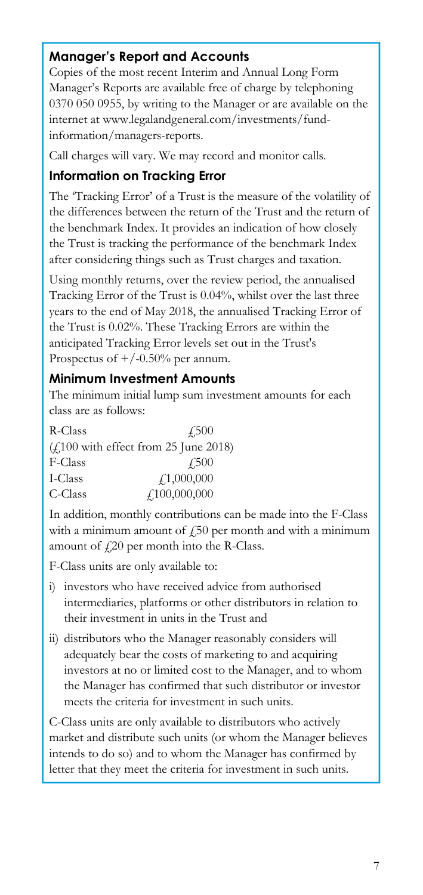## Manager's Report and Accounts

Copies of the most recent Interim and Annual Long Form Manager's Reports are available free of charge by telephoning 0370 050 0955, by writing to the Manager or are available on the internet at www.legalandgeneral.com/investments/fund-information/managers-reports.

Call charges will vary. We may record and monitor calls.

## Information on Tracking Error

The 'Tracking Error' of a Trust is the measure of the volatility of the differences between the return of the Trust and the return of the benchmark Index. It provides an indication of how closely the Trust is tracking the performance of the benchmark Index after considering things such as Trust charges and taxation.

Using monthly returns, over the review period, the annualised Tracking Error of the Trust is 0.04%, whilst over the last three years to the end of May 2018, the annualised Tracking Error of the Trust is 0.02%. These Tracking Errors are within the anticipated Tracking Error levels set out in the Trust's Prospectus of +/-0.50% per annum.

## Minimum Investment Amounts

The minimum initial lump sum investment amounts for each class are as follows:

| | |
|---|---|
| R-Class | £500 |
| (£100 with effect from 25 June 2018) | |
| F-Class | £500 |
| I-Class | £1,000,000 |
| C-Class | £100,000,000 |

In addition, monthly contributions can be made into the F-Class with a minimum amount of £50 per month and with a minimum amount of £20 per month into the R-Class.

F-Class units are only available to:

i) investors who have received advice from authorised intermediaries, platforms or other distributors in relation to their investment in units in the Trust and

ii) distributors who the Manager reasonably considers will adequately bear the costs of marketing to and acquiring investors at no or limited cost to the Manager, and to whom the Manager has confirmed that such distributor or investor meets the criteria for investment in such units.

C-Class units are only available to distributors who actively market and distribute such units (or whom the Manager believes intends to do so) and to whom the Manager has confirmed by letter that they meet the criteria for investment in such units.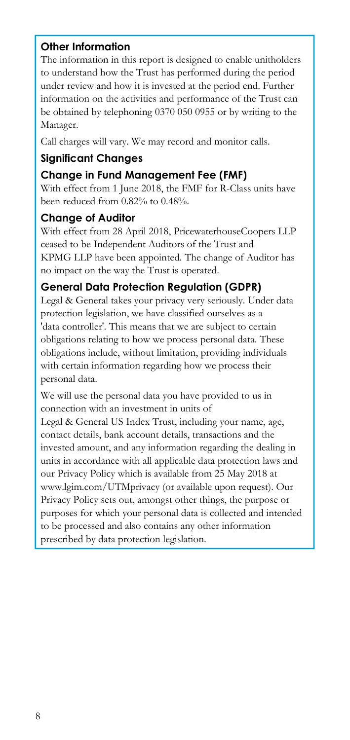## Other Information

The information in this report is designed to enable unitholders to understand how the Trust has performed during the period under review and how it is invested at the period end. Further information on the activities and performance of the Trust can be obtained by telephoning 0370 050 0955 or by writing to the Manager.

Call charges will vary. We may record and monitor calls.

### Significant Changes

### Change in Fund Management Fee (FMF)

With effect from 1 June 2018, the FMF for R-Class units have been reduced from 0.82% to 0.48%.

### Change of Auditor

With effect from 28 April 2018, PricewaterhouseCoopers LLP ceased to be Independent Auditors of the Trust and KPMG LLP have been appointed. The change of Auditor has no impact on the way the Trust is operated.

### General Data Protection Regulation (GDPR)

Legal & General takes your privacy very seriously. Under data protection legislation, we have classified ourselves as a 'data controller'. This means that we are subject to certain obligations relating to how we process personal data. These obligations include, without limitation, providing individuals with certain information regarding how we process their personal data.

We will use the personal data you have provided to us in connection with an investment in units of Legal & General US Index Trust, including your name, age, contact details, bank account details, transactions and the invested amount, and any information regarding the dealing in units in accordance with all applicable data protection laws and our Privacy Policy which is available from 25 May 2018 at www.lgim.com/UTMprivacy (or available upon request). Our Privacy Policy sets out, amongst other things, the purpose or purposes for which your personal data is collected and intended to be processed and also contains any other information prescribed by data protection legislation.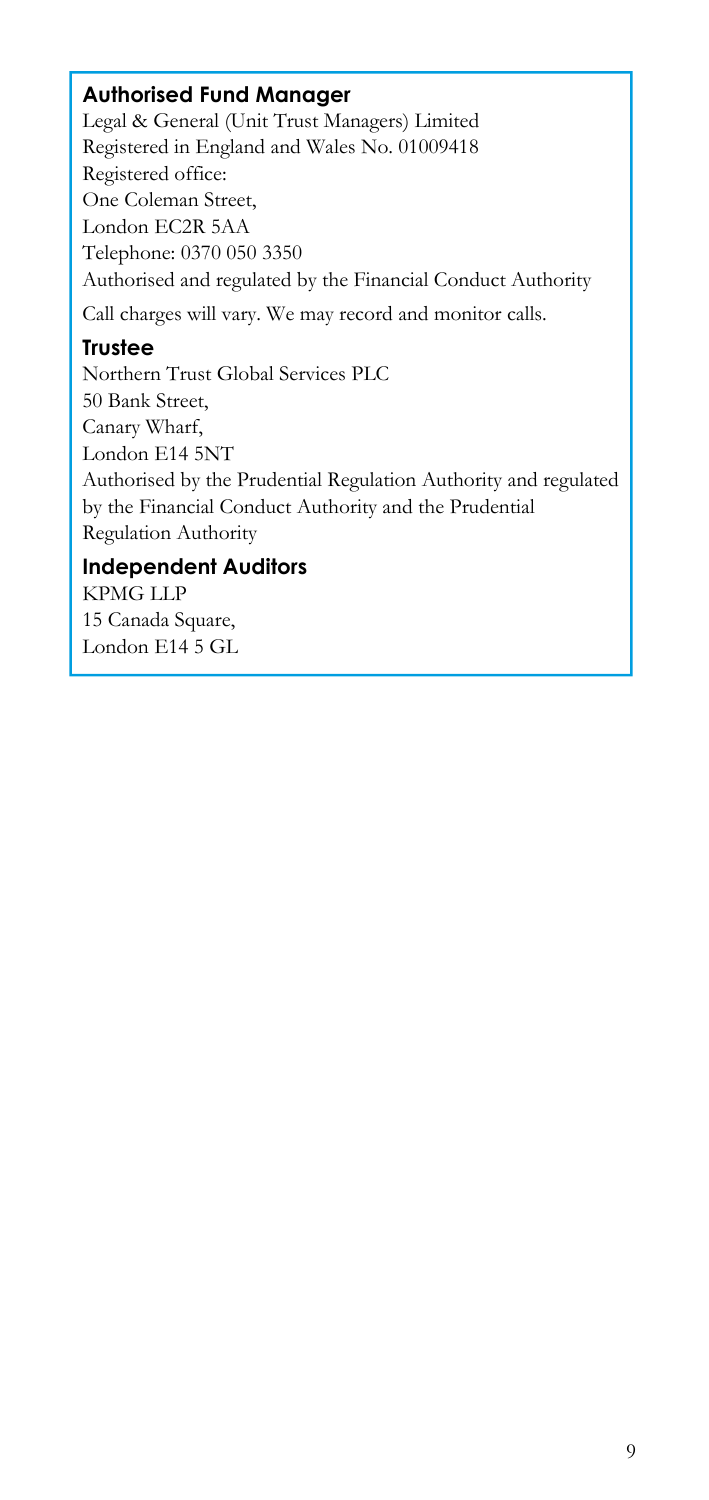## Authorised Fund Manager

Legal & General (Unit Trust Managers) Limited
Registered in England and Wales No. 01009418
Registered office:
One Coleman Street,
London EC2R 5AA
Telephone: 0370 050 3350
Authorised and regulated by the Financial Conduct Authority

Call charges will vary. We may record and monitor calls.

## Trustee

Northern Trust Global Services PLC
50 Bank Street,
Canary Wharf,
London E14 5NT
Authorised by the Prudential Regulation Authority and regulated by the Financial Conduct Authority and the Prudential Regulation Authority

## Independent Auditors

KPMG LLP
15 Canada Square,
London E14 5 GL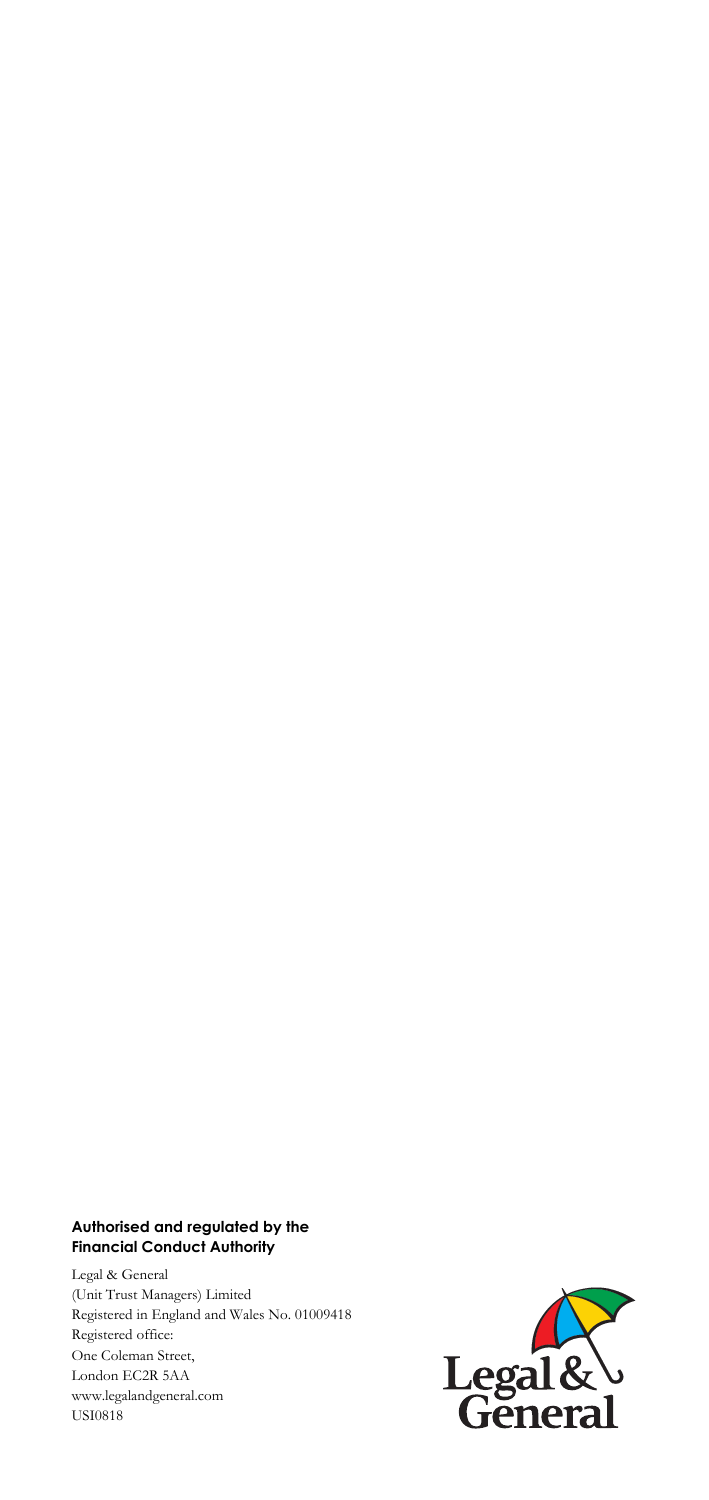**Authorised and regulated by the Financial Conduct Authority**

Legal & General
(Unit Trust Managers) Limited
Registered in England and Wales No. 01009418
Registered office:
One Coleman Street,
London EC2R 5AA
www.legalandgeneral.com
USI0818